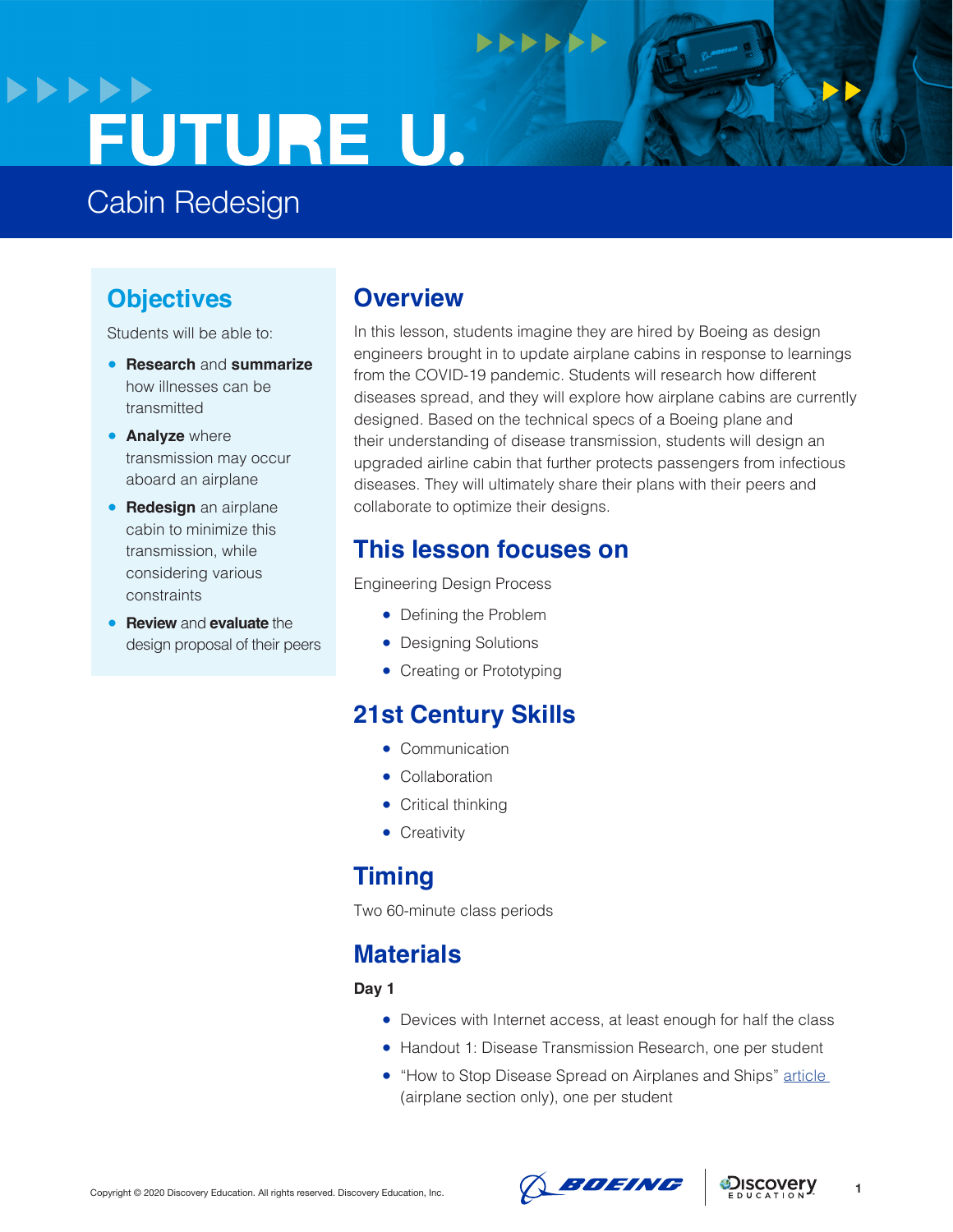# FUTURE U.

## Cabin Redesign

## Objectives

Students will be able to:

- **Research** and **summarize** how illnesses can be transmitted
- **Analyze** where transmission may occur aboard an airplane
- **Redesign** an airplane cabin to minimize this transmission, while considering various constraints
- **Review** and **evaluate** the design proposal of their peers

## Overview

In this lesson, students imagine they are hired by Boeing as design engineers brought in to update airplane cabins in response to learnings from the COVID-19 pandemic. Students will research how different diseases spread, and they will explore how airplane cabins are currently designed. Based on the technical specs of a Boeing plane and their understanding of disease transmission, students will design an upgraded airline cabin that further protects passengers from infectious diseases. They will ultimately share their plans with their peers and collaborate to optimize their designs.

## This lesson focuses on

Engineering Design Process

- Defining the Problem
- Designing Solutions
- Creating or Prototyping

## 21st Century Skills

- Communication
- Collaboration
- Critical thinking
- Creativity

## Timing

Two 60-minute class periods

## Materials

**Day 1**

- Devices with Internet access, at least enough for half the class
- Handout 1: Disease Transmission Research, one per student
- "How to Stop Disease Spread on Airplanes and Ships" article (airplane section only), one per student

Copyright © 2020 Discovery Education. All rights reserved. Discovery Education, Inc.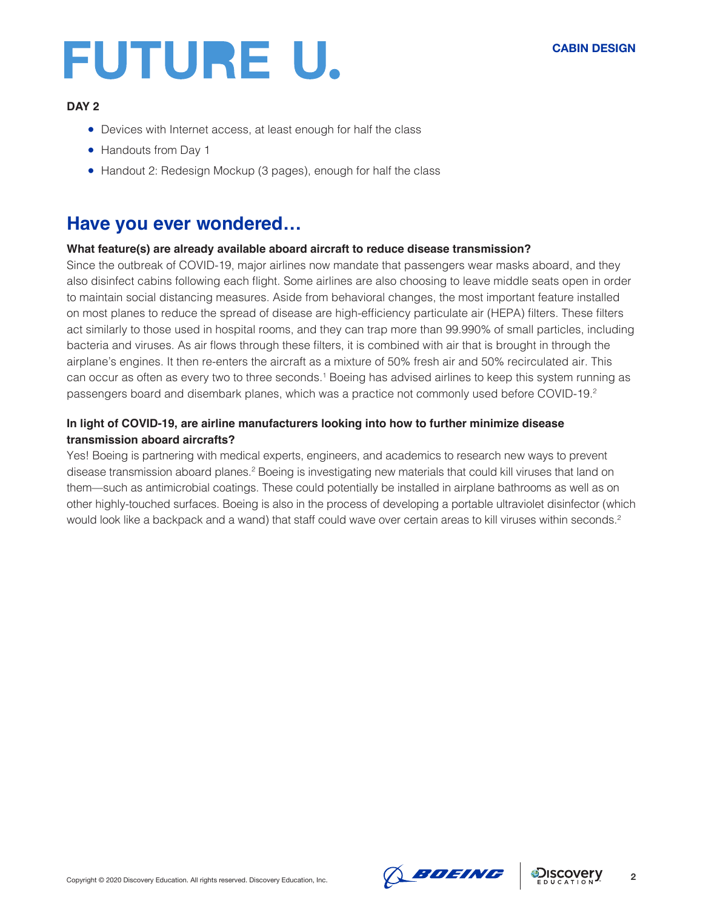**DAY 2**

- Devices with Internet access, at least enough for half the class
- Handouts from Day 1
- Handout 2: Redesign Mockup (3 pages), enough for half the class

## Have you ever wondered…

**What feature(s) are already available aboard aircraft to reduce disease transmission?**

Since the outbreak of COVID-19, major airlines now mandate that passengers wear masks aboard, and they also disinfect cabins following each flight. Some airlines are also choosing to leave middle seats open in order to maintain social distancing measures. Aside from behavioral changes, the most important feature installed on most planes to reduce the spread of disease are high-efficiency particulate air (HEPA) filters. These filters act similarly to those used in hospital rooms, and they can trap more than 99.990% of small particles, including bacteria and viruses. As air flows through these filters, it is combined with air that is brought in through the airplane's engines. It then re-enters the aircraft as a mixture of 50% fresh air and 50% recirculated air. This can occur as often as every two to three seconds.[1] Boeing has advised airlines to keep this system running as passengers board and disembark planes, which was a practice not commonly used before COVID-19.[2]

**In light of COVID-19, are airline manufacturers looking into how to further minimize disease transmission aboard aircrafts?**

Yes! Boeing is partnering with medical experts, engineers, and academics to research new ways to prevent disease transmission aboard planes.[2] Boeing is investigating new materials that could kill viruses that land on them—such as antimicrobial coatings. These could potentially be installed in airplane bathrooms as well as on other highly-touched surfaces. Boeing is also in the process of developing a portable ultraviolet disinfector (which would look like a backpack and a wand) that staff could wave over certain areas to kill viruses within seconds.[2]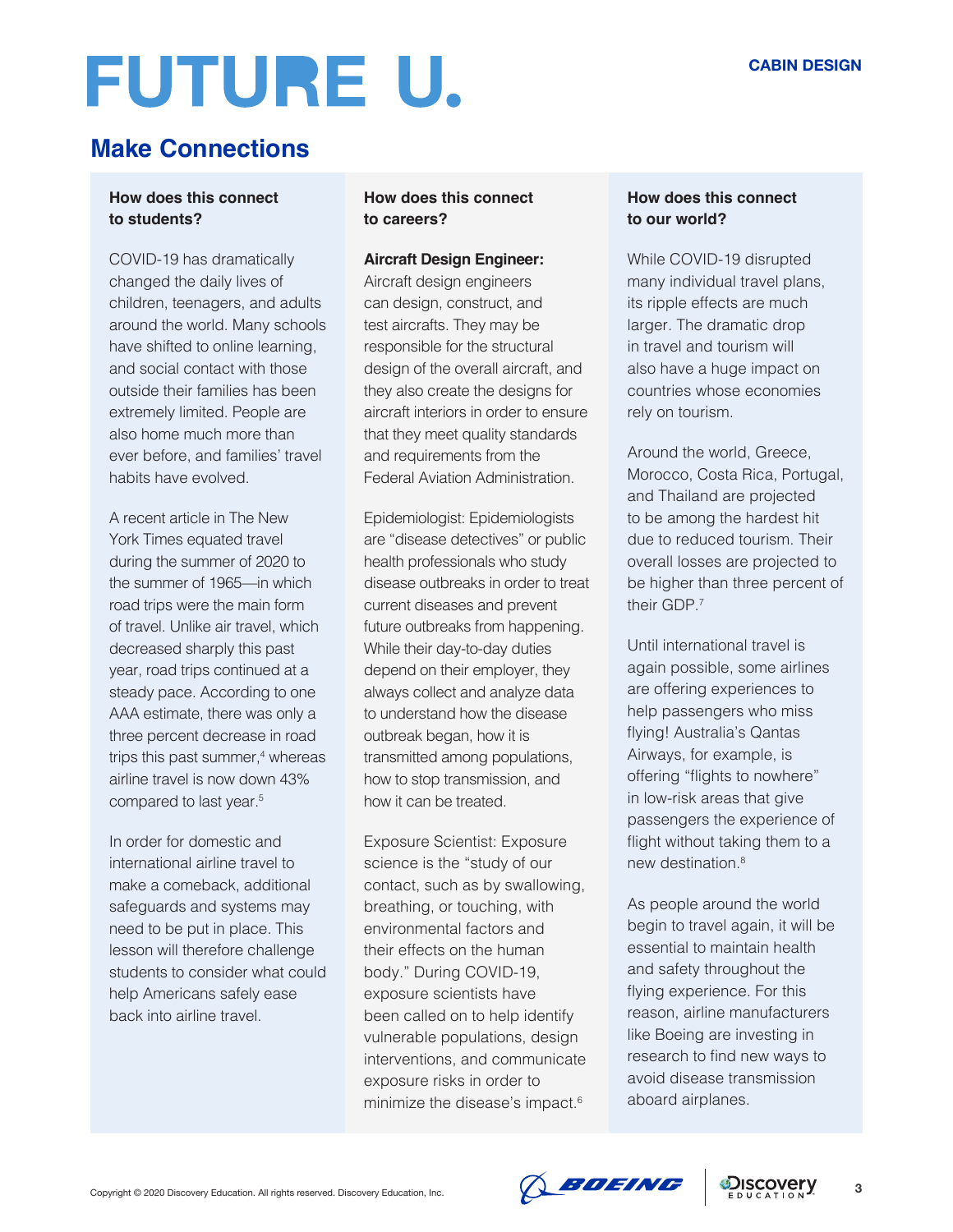## Make Connections

### How does this connect to students?

COVID-19 has dramatically changed the daily lives of children, teenagers, and adults around the world. Many schools have shifted to online learning, and social contact with those outside their families has been extremely limited. People are also home much more than ever before, and families' travel habits have evolved.

A recent article in The New York Times equated travel during the summer of 2020 to the summer of 1965—in which road trips were the main form of travel. Unlike air travel, which decreased sharply this past year, road trips continued at a steady pace. According to one AAA estimate, there was only a three percent decrease in road trips this past summer,[4] whereas airline travel is now down 43% compared to last year.[5]

In order for domestic and international airline travel to make a comeback, additional safeguards and systems may need to be put in place. This lesson will therefore challenge students to consider what could help Americans safely ease back into airline travel.

### How does this connect to careers?

**Aircraft Design Engineer:** Aircraft design engineers can design, construct, and test aircrafts. They may be responsible for the structural design of the overall aircraft, and they also create the designs for aircraft interiors in order to ensure that they meet quality standards and requirements from the Federal Aviation Administration.

Epidemiologist: Epidemiologists are "disease detectives" or public health professionals who study disease outbreaks in order to treat current diseases and prevent future outbreaks from happening. While their day-to-day duties depend on their employer, they always collect and analyze data to understand how the disease outbreak began, how it is transmitted among populations, how to stop transmission, and how it can be treated.

Exposure Scientist: Exposure science is the "study of our contact, such as by swallowing, breathing, or touching, with environmental factors and their effects on the human body." During COVID-19, exposure scientists have been called on to help identify vulnerable populations, design interventions, and communicate exposure risks in order to minimize the disease's impact.[6]

### How does this connect to our world?

While COVID-19 disrupted many individual travel plans, its ripple effects are much larger. The dramatic drop in travel and tourism will also have a huge impact on countries whose economies rely on tourism.

Around the world, Greece, Morocco, Costa Rica, Portugal, and Thailand are projected to be among the hardest hit due to reduced tourism. Their overall losses are projected to be higher than three percent of their GDP.[7]

Until international travel is again possible, some airlines are offering experiences to help passengers who miss flying! Australia's Qantas Airways, for example, is offering "flights to nowhere" in low-risk areas that give passengers the experience of flight without taking them to a new destination.[8]

As people around the world begin to travel again, it will be essential to maintain health and safety throughout the flying experience. For this reason, airline manufacturers like Boeing are investing in research to find new ways to avoid disease transmission aboard airplanes.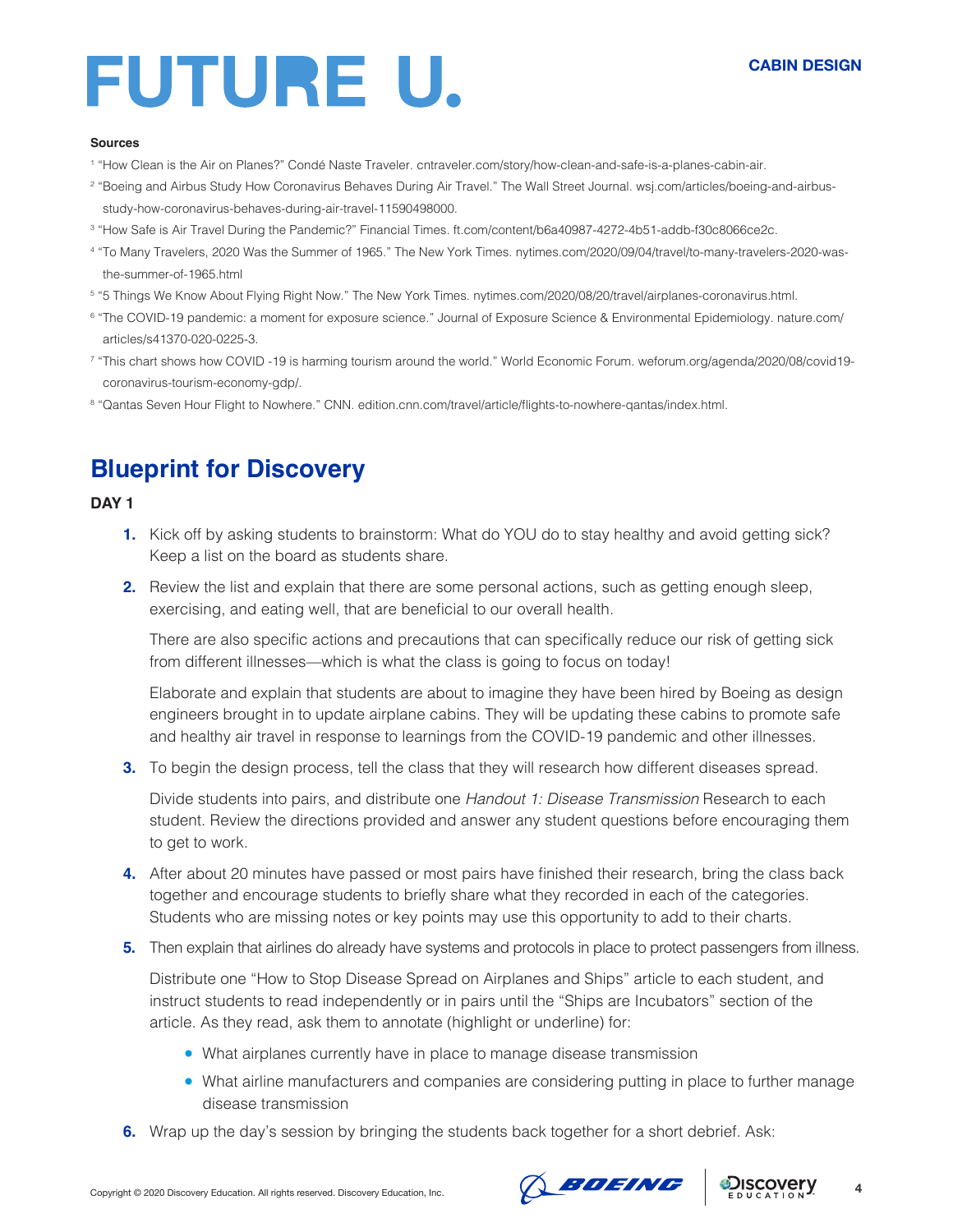**Sources**

[1] "How Clean is the Air on Planes?" Condé Naste Traveler. cntraveler.com/story/how-clean-and-safe-is-a-planes-cabin-air.

[2] "Boeing and Airbus Study How Coronavirus Behaves During Air Travel." The Wall Street Journal. wsj.com/articles/boeing-and-airbus-study-how-coronavirus-behaves-during-air-travel-11590498000.

[3] "How Safe is Air Travel During the Pandemic?" Financial Times. ft.com/content/b6a40987-4272-4b51-addb-f30c8066ce2c.

[4] "To Many Travelers, 2020 Was the Summer of 1965." The New York Times. nytimes.com/2020/09/04/travel/to-many-travelers-2020-was-the-summer-of-1965.html

[5] "5 Things We Know About Flying Right Now." The New York Times. nytimes.com/2020/08/20/travel/airplanes-coronavirus.html.

[6] "The COVID-19 pandemic: a moment for exposure science." Journal of Exposure Science & Environmental Epidemiology. nature.com/articles/s41370-020-0225-3.

[7] "This chart shows how COVID -19 is harming tourism around the world." World Economic Forum. weforum.org/agenda/2020/08/covid19-coronavirus-tourism-economy-gdp/.

[8] "Qantas Seven Hour Flight to Nowhere." CNN. edition.cnn.com/travel/article/flights-to-nowhere-qantas/index.html.

## Blueprint for Discovery

**DAY 1**

1. Kick off by asking students to brainstorm: What do YOU do to stay healthy and avoid getting sick? Keep a list on the board as students share.

2. Review the list and explain that there are some personal actions, such as getting enough sleep, exercising, and eating well, that are beneficial to our overall health.

   There are also specific actions and precautions that can specifically reduce our risk of getting sick from different illnesses—which is what the class is going to focus on today!

   Elaborate and explain that students are about to imagine they have been hired by Boeing as design engineers brought in to update airplane cabins. They will be updating these cabins to promote safe and healthy air travel in response to learnings from the COVID-19 pandemic and other illnesses.

3. To begin the design process, tell the class that they will research how different diseases spread.

   Divide students into pairs, and distribute one *Handout 1: Disease Transmission* Research to each student. Review the directions provided and answer any student questions before encouraging them to get to work.

4. After about 20 minutes have passed or most pairs have finished their research, bring the class back together and encourage students to briefly share what they recorded in each of the categories. Students who are missing notes or key points may use this opportunity to add to their charts.

5. Then explain that airlines do already have systems and protocols in place to protect passengers from illness.

   Distribute one "How to Stop Disease Spread on Airplanes and Ships" article to each student, and instruct students to read independently or in pairs until the "Ships are Incubators" section of the article. As they read, ask them to annotate (highlight or underline) for:

   - What airplanes currently have in place to manage disease transmission
   - What airline manufacturers and companies are considering putting in place to further manage disease transmission

6. Wrap up the day's session by bringing the students back together for a short debrief. Ask: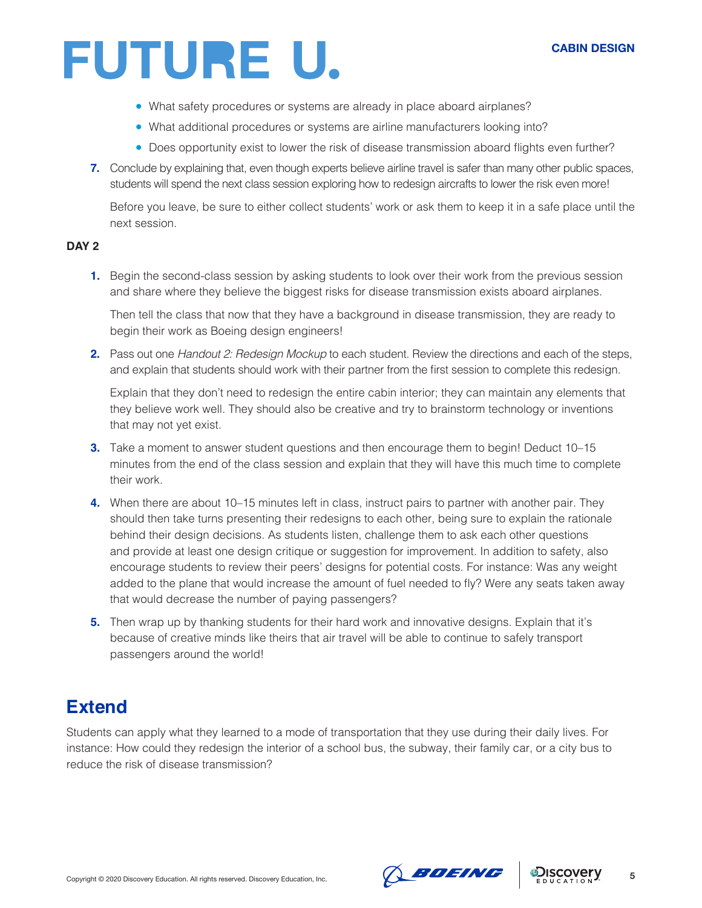- What safety procedures or systems are already in place aboard airplanes?
- What additional procedures or systems are airline manufacturers looking into?
- Does opportunity exist to lower the risk of disease transmission aboard flights even further?

7. Conclude by explaining that, even though experts believe airline travel is safer than many other public spaces, students will spend the next class session exploring how to redesign aircrafts to lower the risk even more!

   Before you leave, be sure to either collect students' work or ask them to keep it in a safe place until the next session.

**DAY 2**

1. Begin the second-class session by asking students to look over their work from the previous session and share where they believe the biggest risks for disease transmission exists aboard airplanes.

   Then tell the class that now that they have a background in disease transmission, they are ready to begin their work as Boeing design engineers!

2. Pass out one *Handout 2: Redesign Mockup* to each student. Review the directions and each of the steps, and explain that students should work with their partner from the first session to complete this redesign.

   Explain that they don't need to redesign the entire cabin interior; they can maintain any elements that they believe work well. They should also be creative and try to brainstorm technology or inventions that may not yet exist.

3. Take a moment to answer student questions and then encourage them to begin! Deduct 10–15 minutes from the end of the class session and explain that they will have this much time to complete their work.

4. When there are about 10–15 minutes left in class, instruct pairs to partner with another pair. They should then take turns presenting their redesigns to each other, being sure to explain the rationale behind their design decisions. As students listen, challenge them to ask each other questions and provide at least one design critique or suggestion for improvement. In addition to safety, also encourage students to review their peers' designs for potential costs. For instance: Was any weight added to the plane that would increase the amount of fuel needed to fly? Were any seats taken away that would decrease the number of paying passengers?

5. Then wrap up by thanking students for their hard work and innovative designs. Explain that it's because of creative minds like theirs that air travel will be able to continue to safely transport passengers around the world!

## Extend

Students can apply what they learned to a mode of transportation that they use during their daily lives. For instance: How could they redesign the interior of a school bus, the subway, their family car, or a city bus to reduce the risk of disease transmission?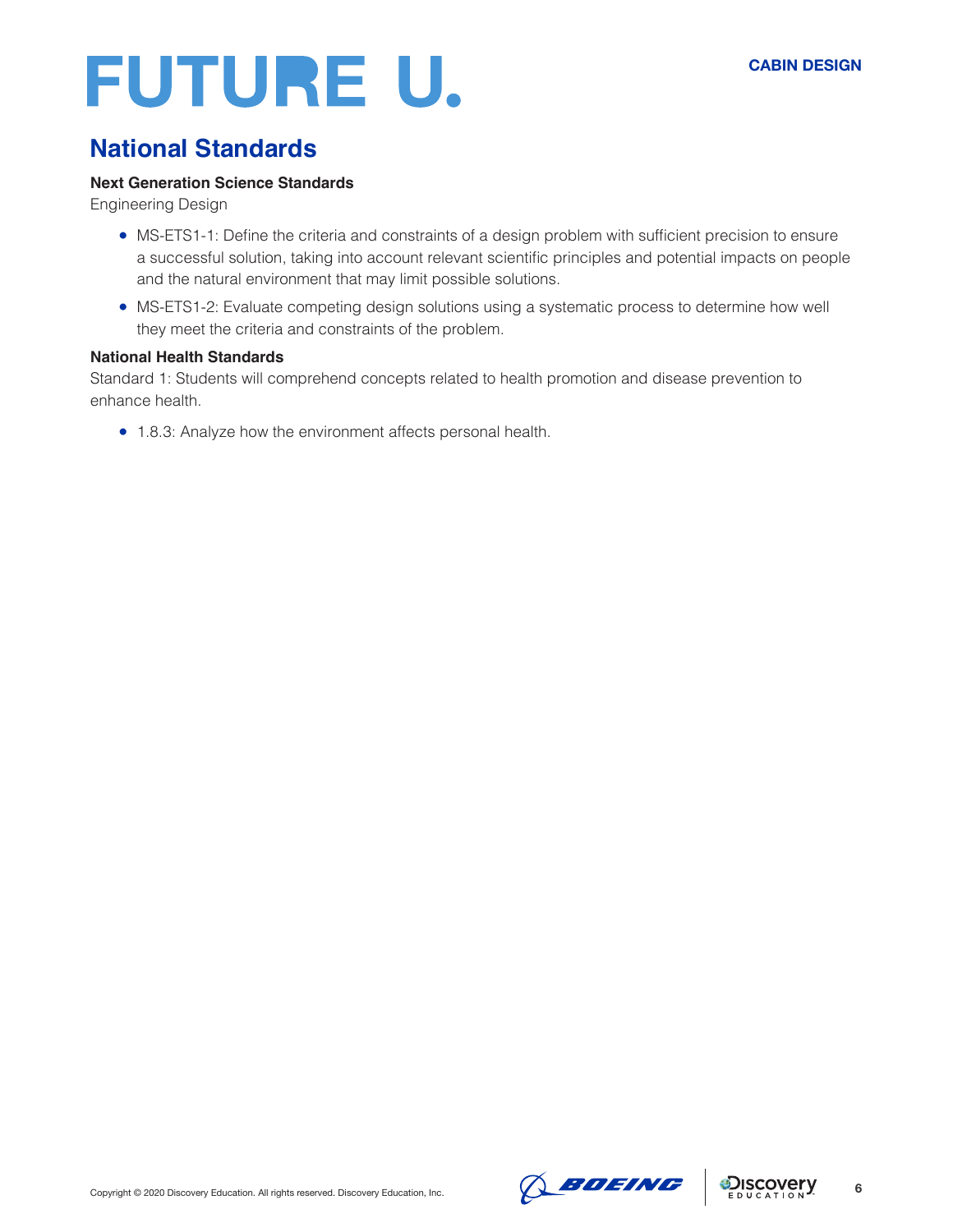## National Standards

**Next Generation Science Standards**

Engineering Design

- MS-ETS1-1: Define the criteria and constraints of a design problem with sufficient precision to ensure a successful solution, taking into account relevant scientific principles and potential impacts on people and the natural environment that may limit possible solutions.
- MS-ETS1-2: Evaluate competing design solutions using a systematic process to determine how well they meet the criteria and constraints of the problem.

**National Health Standards**

Standard 1: Students will comprehend concepts related to health promotion and disease prevention to enhance health.

- 1.8.3: Analyze how the environment affects personal health.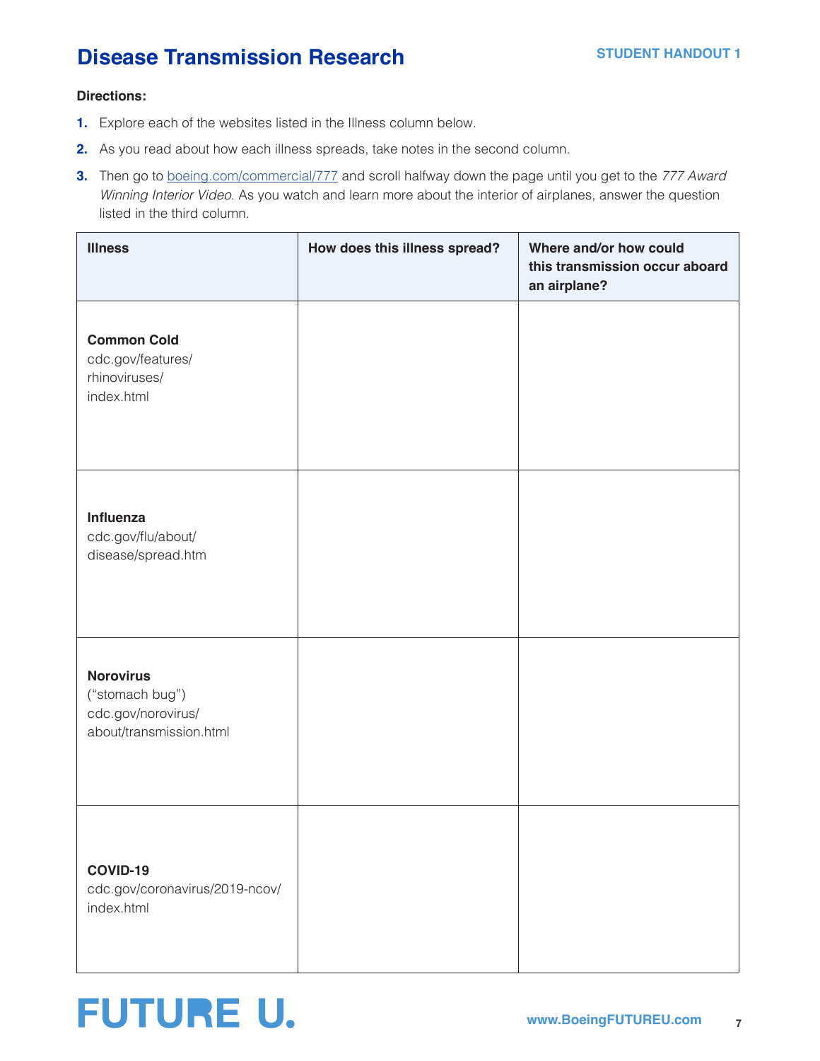# Disease Transmission Research

**STUDENT HANDOUT 1**

**Directions:**

1. Explore each of the websites listed in the Illness column below.
2. As you read about how each illness spreads, take notes in the second column.
3. Then go to boeing.com/commercial/777 and scroll halfway down the page until you get to the *777 Award Winning Interior Video*. As you watch and learn more about the interior of airplanes, answer the question listed in the third column.

| Illness | How does this illness spread? | Where and/or how could this transmission occur aboard an airplane? |
|---|---|---|
| **Common Cold** cdc.gov/features/rhinoviruses/index.html | | |
| **Influenza** cdc.gov/flu/about/disease/spread.htm | | |
| **Norovirus** ("stomach bug") cdc.gov/norovirus/about/transmission.html | | |
| **COVID-19** cdc.gov/coronavirus/2019-ncov/index.html | | |

**FUTURE U.**

www.BoeingFUTUREU.com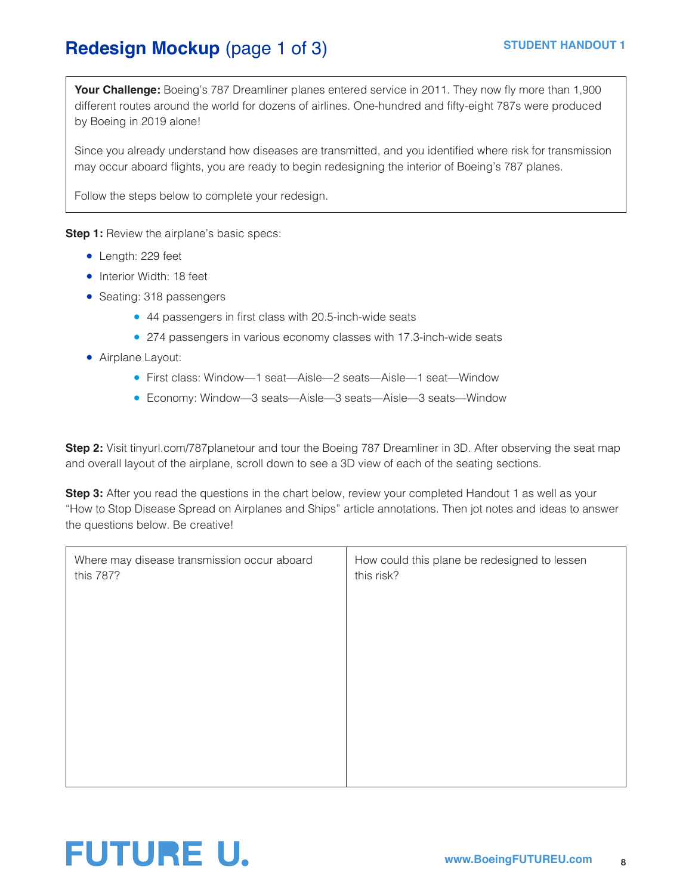# **Redesign Mockup** (page 1 of 3)

**STUDENT HANDOUT 1**

**Your Challenge:** Boeing's 787 Dreamliner planes entered service in 2011. They now fly more than 1,900 different routes around the world for dozens of airlines. One-hundred and fifty-eight 787s were produced by Boeing in 2019 alone!

Since you already understand how diseases are transmitted, and you identified where risk for transmission may occur aboard flights, you are ready to begin redesigning the interior of Boeing's 787 planes.

Follow the steps below to complete your redesign.

**Step 1:** Review the airplane's basic specs:

- Length: 229 feet
- Interior Width: 18 feet
- Seating: 318 passengers
  - 44 passengers in first class with 20.5-inch-wide seats
  - 274 passengers in various economy classes with 17.3-inch-wide seats
- Airplane Layout:
  - First class: Window—1 seat—Aisle—2 seats—Aisle—1 seat—Window
  - Economy: Window—3 seats—Aisle—3 seats—Aisle—3 seats—Window

**Step 2:** Visit tinyurl.com/787planetour and tour the Boeing 787 Dreamliner in 3D. After observing the seat map and overall layout of the airplane, scroll down to see a 3D view of each of the seating sections.

**Step 3:** After you read the questions in the chart below, review your completed Handout 1 as well as your "How to Stop Disease Spread on Airplanes and Ships" article annotations. Then jot notes and ideas to answer the questions below. Be creative!

| Where may disease transmission occur aboard this 787? | How could this plane be redesigned to lessen this risk? |
| --- | --- |
| | |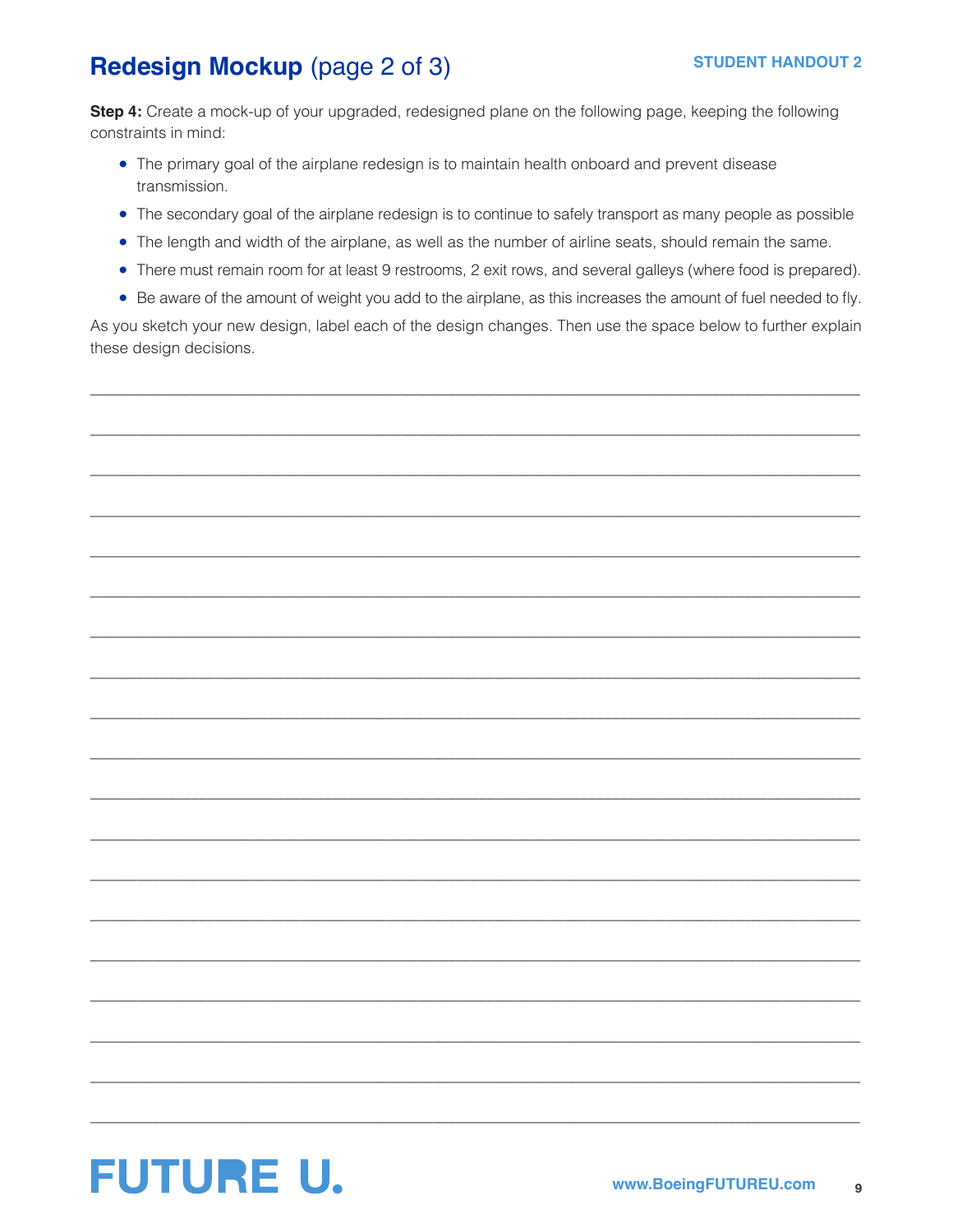## **Redesign Mockup** (page 2 of 3)

**STUDENT HANDOUT 2**

**Step 4:** Create a mock-up of your upgraded, redesigned plane on the following page, keeping the following constraints in mind:

- The primary goal of the airplane redesign is to maintain health onboard and prevent disease transmission.
- The secondary goal of the airplane redesign is to continue to safely transport as many people as possible
- The length and width of the airplane, as well as the number of airline seats, should remain the same.
- There must remain room for at least 9 restrooms, 2 exit rows, and several galleys (where food is prepared).
- Be aware of the amount of weight you add to the airplane, as this increases the amount of fuel needed to fly.

As you sketch your new design, label each of the design changes. Then use the space below to further explain these design decisions.

______________________________________________________________________________

______________________________________________________________________________

______________________________________________________________________________

______________________________________________________________________________

______________________________________________________________________________

______________________________________________________________________________

______________________________________________________________________________

______________________________________________________________________________

______________________________________________________________________________

______________________________________________________________________________

______________________________________________________________________________

______________________________________________________________________________

______________________________________________________________________________

______________________________________________________________________________

______________________________________________________________________________

______________________________________________________________________________

______________________________________________________________________________

______________________________________________________________________________

______________________________________________________________________________

FUTURE U.

www.BoeingFUTUREU.com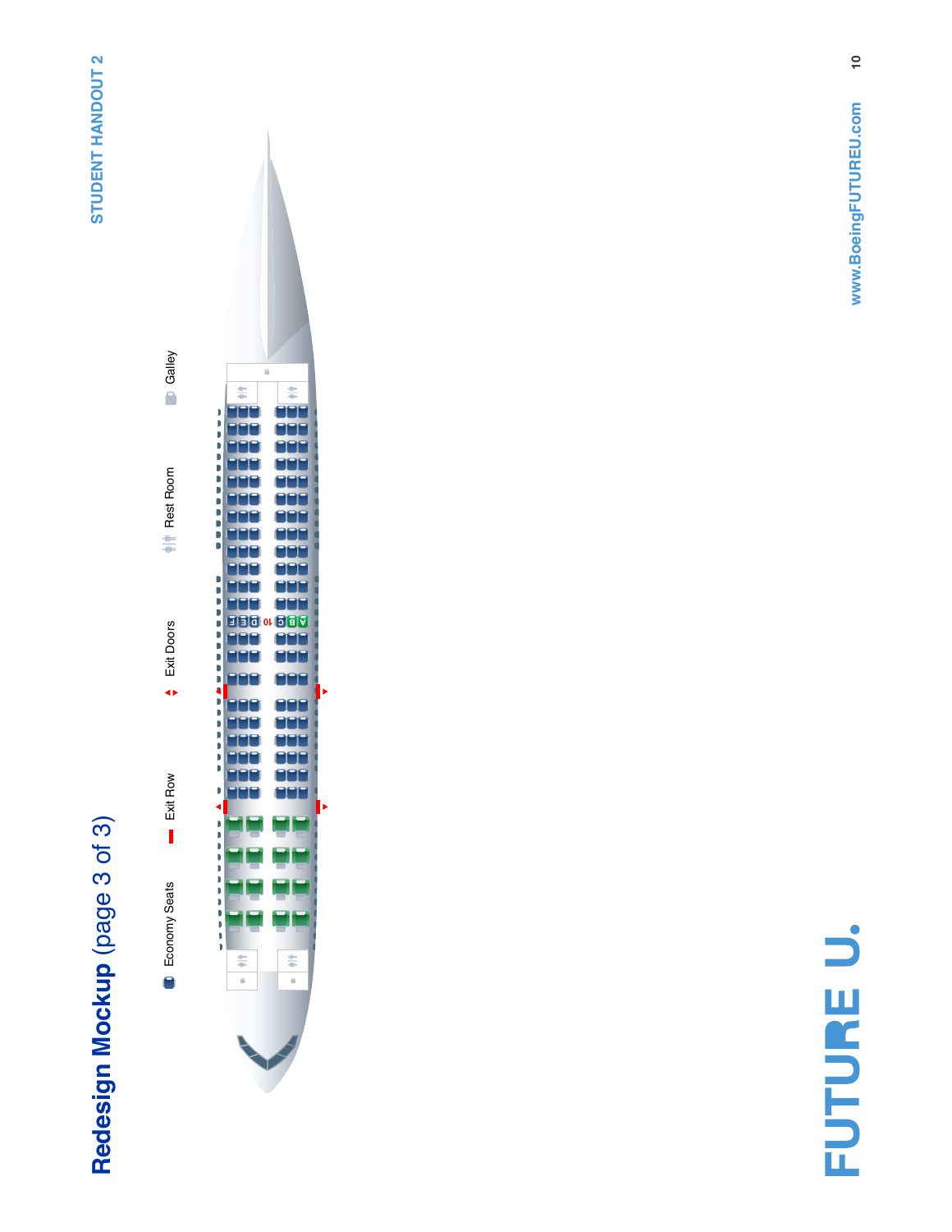# Redesign Mockup (page 3 of 3)

Economy Seats

Exit Row

Exit Doors

Rest Room

Galley

10

A B C D E F

www.BoeingFUTUREU.com

FUTURE U.